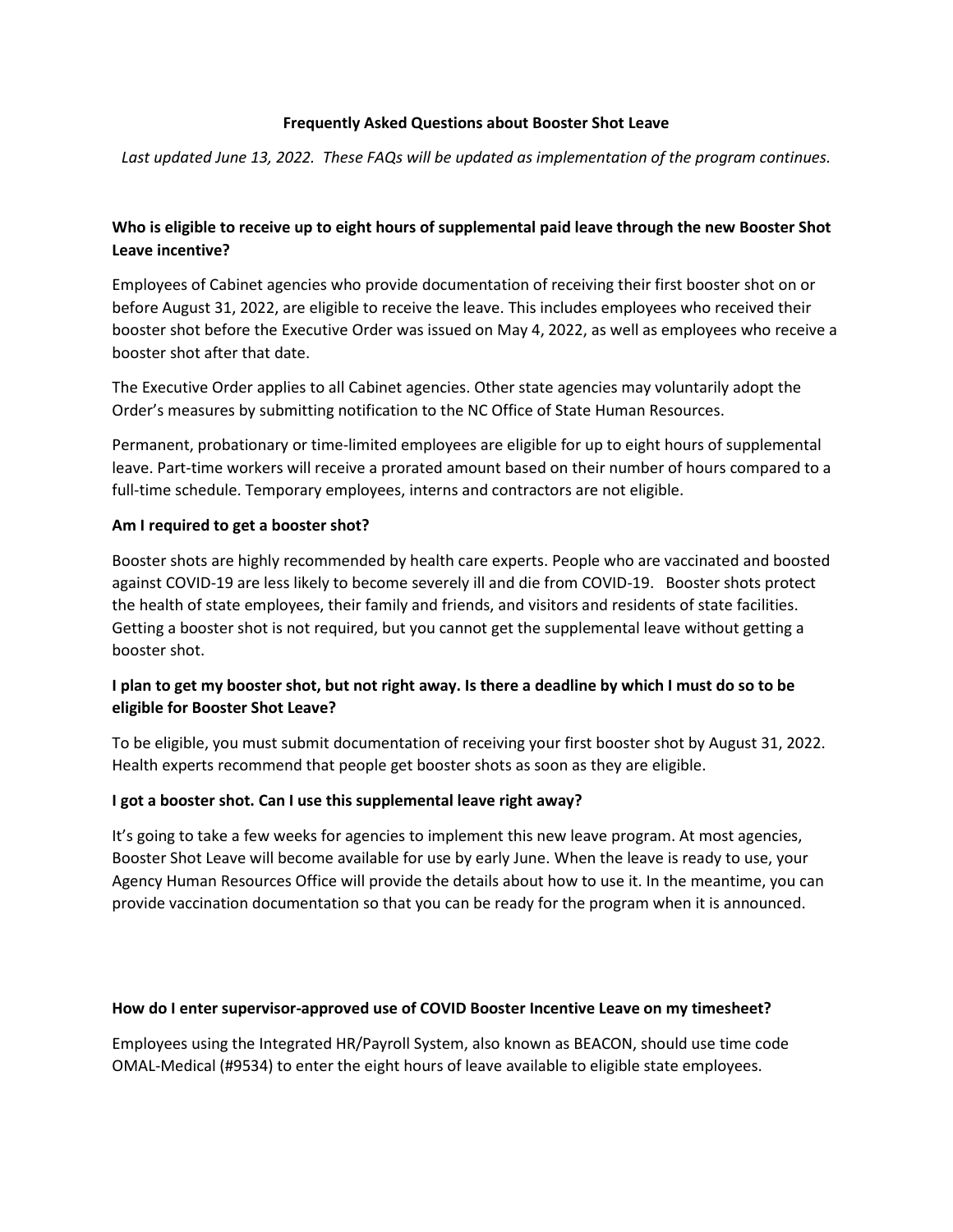# Frequently Asked Questions about Booster Shot Leave

*Last updated June 13, 2022. These FAQs will be updated as implementation of the program continues.*

## Who is eligible to receive up to eight hours of supplemental paid leave through the new Booster Shot Leave incentive?

Employees of Cabinet agencies who provide documentation of receiving their first booster shot on or before August 31, 2022, are eligible to receive the leave. This includes employees who received their booster shot before the Executive Order was issued on May 4, 2022, as well as employees who receive a booster shot after that date.

The Executive Order applies to all Cabinet agencies. Other state agencies may voluntarily adopt the Order's measures by submitting notification to the NC Office of State Human Resources.

Permanent, probationary or time-limited employees are eligible for up to eight hours of supplemental leave. Part-time workers will receive a prorated amount based on their number of hours compared to a full-time schedule. Temporary employees, interns and contractors are not eligible.

## Am I required to get a booster shot?

Booster shots are highly recommended by health care experts. People who are vaccinated and boosted against COVID-19 are less likely to become severely ill and die from COVID-19. Booster shots protect the health of state employees, their family and friends, and visitors and residents of state facilities. Getting a booster shot is not required, but you cannot get the supplemental leave without getting a booster shot.

## I plan to get my booster shot, but not right away. Is there a deadline by which I must do so to be eligible for Booster Shot Leave?

To be eligible, you must submit documentation of receiving your first booster shot by August 31, 2022. Health experts recommend that people get booster shots as soon as they are eligible.

## I got a booster shot. Can I use this supplemental leave right away?

It's going to take a few weeks for agencies to implement this new leave program. At most agencies, Booster Shot Leave will become available for use by early June. When the leave is ready to use, your Agency Human Resources Office will provide the details about how to use it. In the meantime, you can provide vaccination documentation so that you can be ready for the program when it is announced.

## How do I enter supervisor-approved use of COVID Booster Incentive Leave on my timesheet?

Employees using the Integrated HR/Payroll System, also known as BEACON, should use time code OMAL-Medical (#9534) to enter the eight hours of leave available to eligible state employees.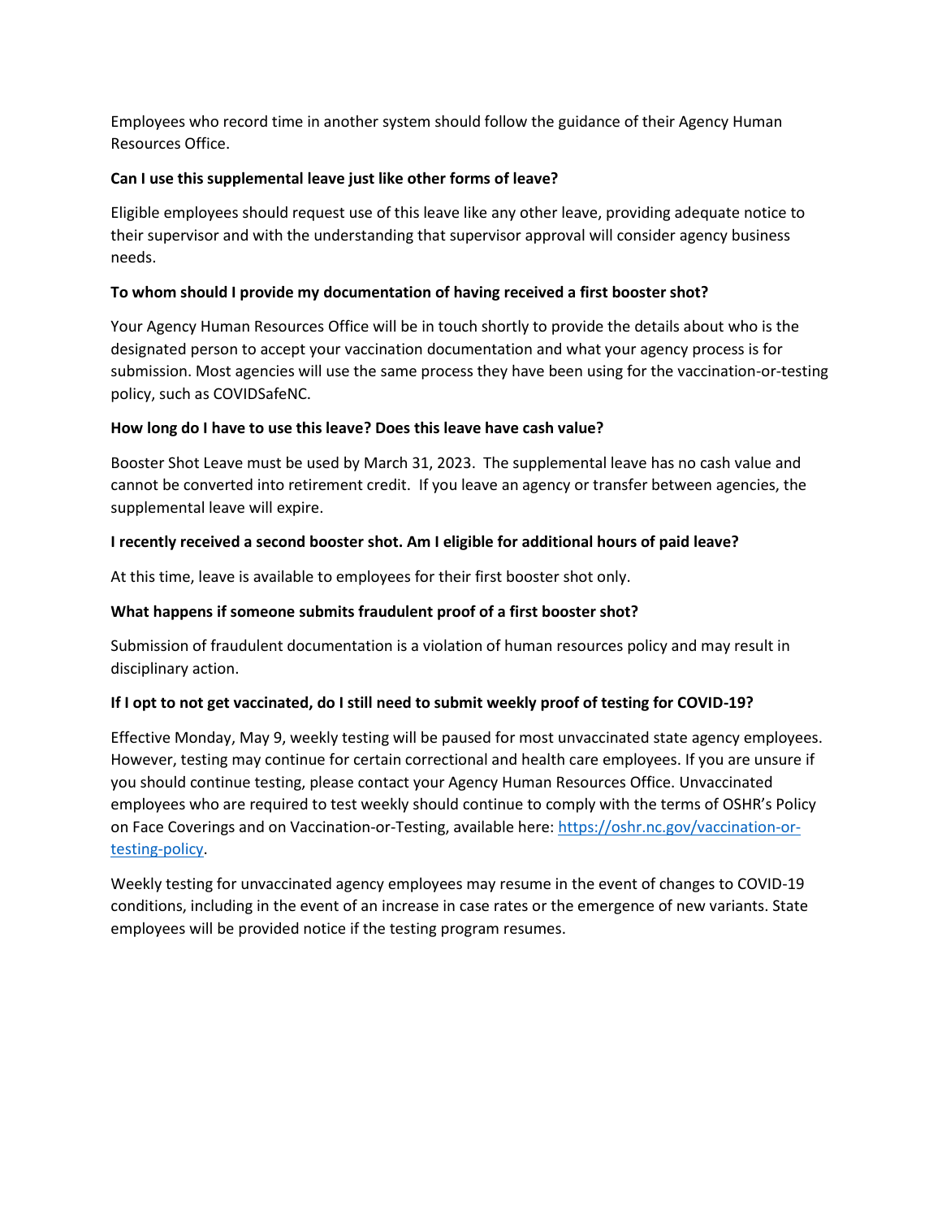Employees who record time in another system should follow the guidance of their Agency Human Resources Office.

**Can I use this supplemental leave just like other forms of leave?**

Eligible employees should request use of this leave like any other leave, providing adequate notice to their supervisor and with the understanding that supervisor approval will consider agency business needs.

**To whom should I provide my documentation of having received a first booster shot?**

Your Agency Human Resources Office will be in touch shortly to provide the details about who is the designated person to accept your vaccination documentation and what your agency process is for submission. Most agencies will use the same process they have been using for the vaccination-or-testing policy, such as COVIDSafeNC.

**How long do I have to use this leave? Does this leave have cash value?**

Booster Shot Leave must be used by March 31, 2023. The supplemental leave has no cash value and cannot be converted into retirement credit. If you leave an agency or transfer between agencies, the supplemental leave will expire.

**I recently received a second booster shot. Am I eligible for additional hours of paid leave?**

At this time, leave is available to employees for their first booster shot only.

**What happens if someone submits fraudulent proof of a first booster shot?**

Submission of fraudulent documentation is a violation of human resources policy and may result in disciplinary action.

**If I opt to not get vaccinated, do I still need to submit weekly proof of testing for COVID-19?**

Effective Monday, May 9, weekly testing will be paused for most unvaccinated state agency employees. However, testing may continue for certain correctional and health care employees. If you are unsure if you should continue testing, please contact your Agency Human Resources Office. Unvaccinated employees who are required to test weekly should continue to comply with the terms of OSHR's Policy on Face Coverings and on Vaccination-or-Testing, available here: [https://oshr.nc.gov/vaccination-or-testing-policy](https://oshr.nc.gov/vaccination-or-testing-policy).

Weekly testing for unvaccinated agency employees may resume in the event of changes to COVID-19 conditions, including in the event of an increase in case rates or the emergence of new variants. State employees will be provided notice if the testing program resumes.